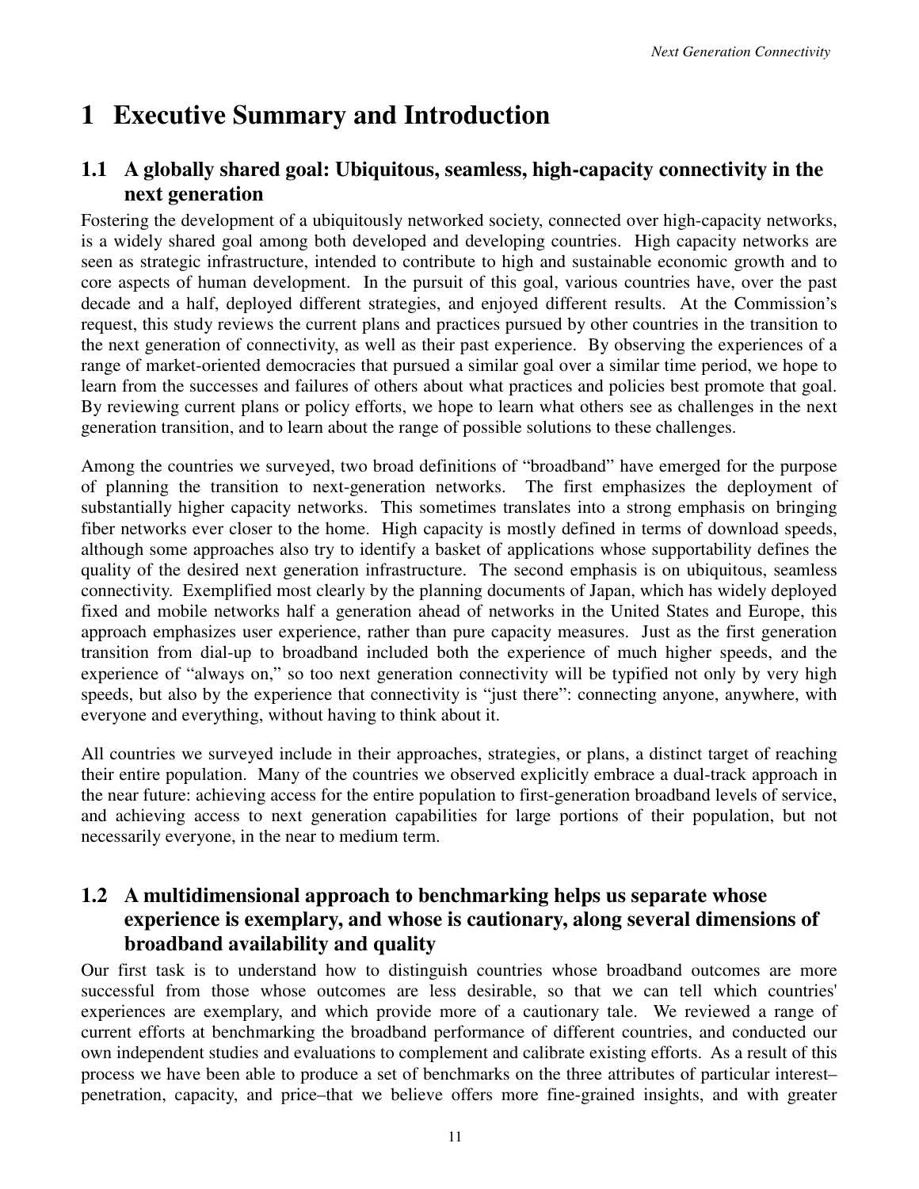# 1 Executive Summary and Introduction

## 1.1 A globally shared goal: Ubiquitous, seamless, high-capacity connectivity in the next generation

Fostering the development of a ubiquitously networked society, connected over high-capacity networks, is a widely shared goal among both developed and developing countries. High capacity networks are seen as strategic infrastructure, intended to contribute to high and sustainable economic growth and to core aspects of human development. In the pursuit of this goal, various countries have, over the past decade and a half, deployed different strategies, and enjoyed different results. At the Commission's request, this study reviews the current plans and practices pursued by other countries in the transition to the next generation of connectivity, as well as their past experience. By observing the experiences of a range of market-oriented democracies that pursued a similar goal over a similar time period, we hope to learn from the successes and failures of others about what practices and policies best promote that goal. By reviewing current plans or policy efforts, we hope to learn what others see as challenges in the next generation transition, and to learn about the range of possible solutions to these challenges.

Among the countries we surveyed, two broad definitions of "broadband" have emerged for the purpose of planning the transition to next-generation networks. The first emphasizes the deployment of substantially higher capacity networks. This sometimes translates into a strong emphasis on bringing fiber networks ever closer to the home. High capacity is mostly defined in terms of download speeds, although some approaches also try to identify a basket of applications whose supportability defines the quality of the desired next generation infrastructure. The second emphasis is on ubiquitous, seamless connectivity. Exemplified most clearly by the planning documents of Japan, which has widely deployed fixed and mobile networks half a generation ahead of networks in the United States and Europe, this approach emphasizes user experience, rather than pure capacity measures. Just as the first generation transition from dial-up to broadband included both the experience of much higher speeds, and the experience of "always on," so too next generation connectivity will be typified not only by very high speeds, but also by the experience that connectivity is "just there": connecting anyone, anywhere, with everyone and everything, without having to think about it.

All countries we surveyed include in their approaches, strategies, or plans, a distinct target of reaching their entire population. Many of the countries we observed explicitly embrace a dual-track approach in the near future: achieving access for the entire population to first-generation broadband levels of service, and achieving access to next generation capabilities for large portions of their population, but not necessarily everyone, in the near to medium term.

## 1.2 A multidimensional approach to benchmarking helps us separate whose experience is exemplary, and whose is cautionary, along several dimensions of broadband availability and quality

Our first task is to understand how to distinguish countries whose broadband outcomes are more successful from those whose outcomes are less desirable, so that we can tell which countries' experiences are exemplary, and which provide more of a cautionary tale. We reviewed a range of current efforts at benchmarking the broadband performance of different countries, and conducted our own independent studies and evaluations to complement and calibrate existing efforts. As a result of this process we have been able to produce a set of benchmarks on the three attributes of particular interest–penetration, capacity, and price–that we believe offers more fine-grained insights, and with greater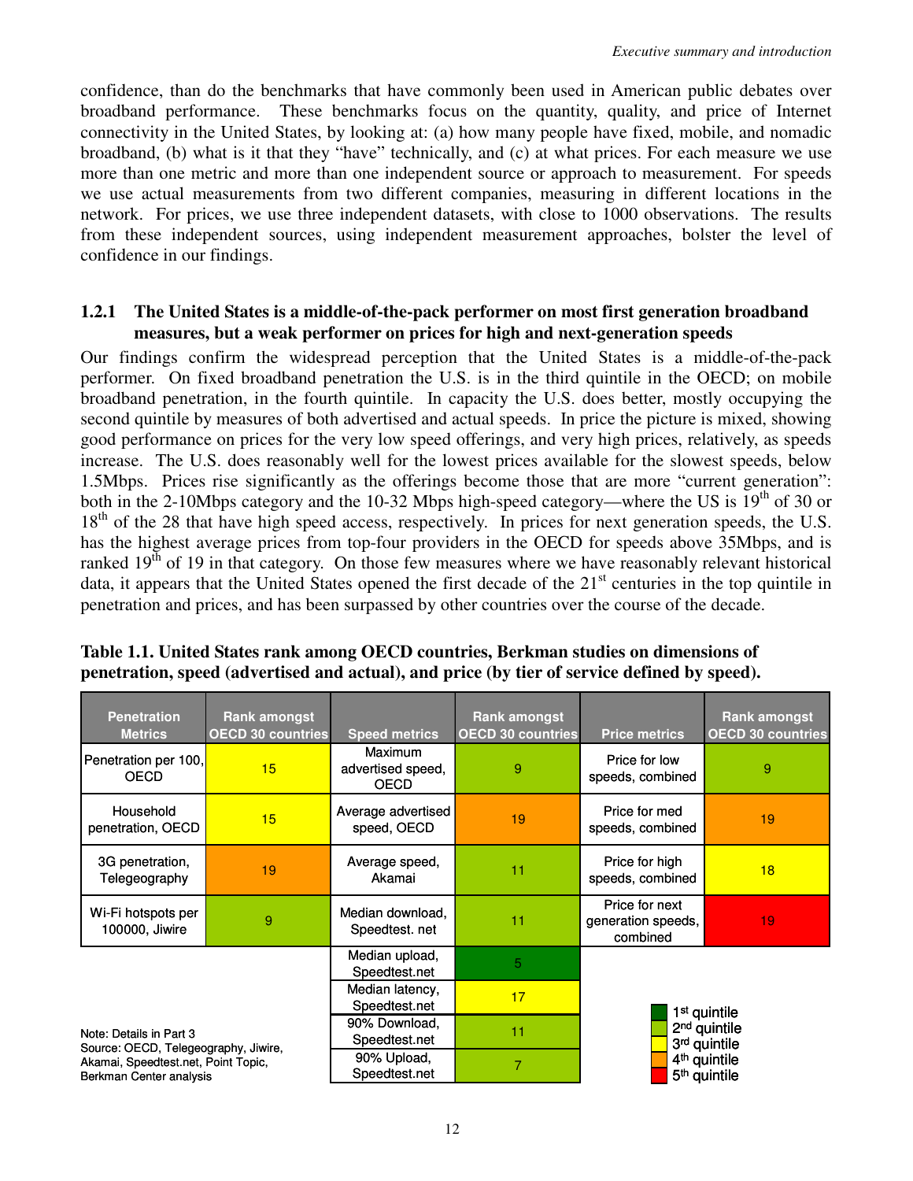confidence, than do the benchmarks that have commonly been used in American public debates over broadband performance. These benchmarks focus on the quantity, quality, and price of Internet connectivity in the United States, by looking at: (a) how many people have fixed, mobile, and nomadic broadband, (b) what is it that they "have" technically, and (c) at what prices. For each measure we use more than one metric and more than one independent source or approach to measurement. For speeds we use actual measurements from two different companies, measuring in different locations in the network. For prices, we use three independent datasets, with close to 1000 observations. The results from these independent sources, using independent measurement approaches, bolster the level of confidence in our findings.

### 1.2.1 The United States is a middle-of-the-pack performer on most first generation broadband measures, but a weak performer on prices for high and next-generation speeds

Our findings confirm the widespread perception that the United States is a middle-of-the-pack performer. On fixed broadband penetration the U.S. is in the third quintile in the OECD; on mobile broadband penetration, in the fourth quintile. In capacity the U.S. does better, mostly occupying the second quintile by measures of both advertised and actual speeds. In price the picture is mixed, showing good performance on prices for the very low speed offerings, and very high prices, relatively, as speeds increase. The U.S. does reasonably well for the lowest prices available for the slowest speeds, below 1.5Mbps. Prices rise significantly as the offerings become those that are more "current generation": both in the 2-10Mbps category and the 10-32 Mbps high-speed category—where the US is 19th of 30 or 18th of the 28 that have high speed access, respectively. In prices for next generation speeds, the U.S. has the highest average prices from top-four providers in the OECD for speeds above 35Mbps, and is ranked 19th of 19 in that category. On those few measures where we have reasonably relevant historical data, it appears that the United States opened the first decade of the 21st centuries in the top quintile in penetration and prices, and has been surpassed by other countries over the course of the decade.

**Table 1.1. United States rank among OECD countries, Berkman studies on dimensions of penetration, speed (advertised and actual), and price (by tier of service defined by speed).**

| Penetration Metrics | Rank amongst OECD 30 countries | Speed metrics | Rank amongst OECD 30 countries | Price metrics | Rank amongst OECD 30 countries |
|---|---|---|---|---|---|
| Penetration per 100, OECD | 15 | Maximum advertised speed, OECD | 9 | Price for low speeds, combined | 9 |
| Household penetration, OECD | 15 | Average advertised speed, OECD | 19 | Price for med speeds, combined | 19 |
| 3G penetration, Telegeography | 19 | Average speed, Akamai | 11 | Price for high speeds, combined | 18 |
| Wi-Fi hotspots per 100000, Jiwire | 9 | Median download, Speedtest. net | 11 | Price for next generation speeds, combined | 19 |
| | | Median upload, Speedtest.net | 5 | | |
| | | Median latency, Speedtest.net | 17 | | |
| | | 90% Download, Speedtest.net | 11 | | |
| | | 90% Upload, Speedtest.net | 7 | | |

Legend: 1st quintile; 2nd quintile; 3rd quintile; 4th quintile; 5th quintile

Note: Details in Part 3
Source: OECD, Telegeography, Jiwire, Akamai, Speedtest.net, Point Topic, Berkman Center analysis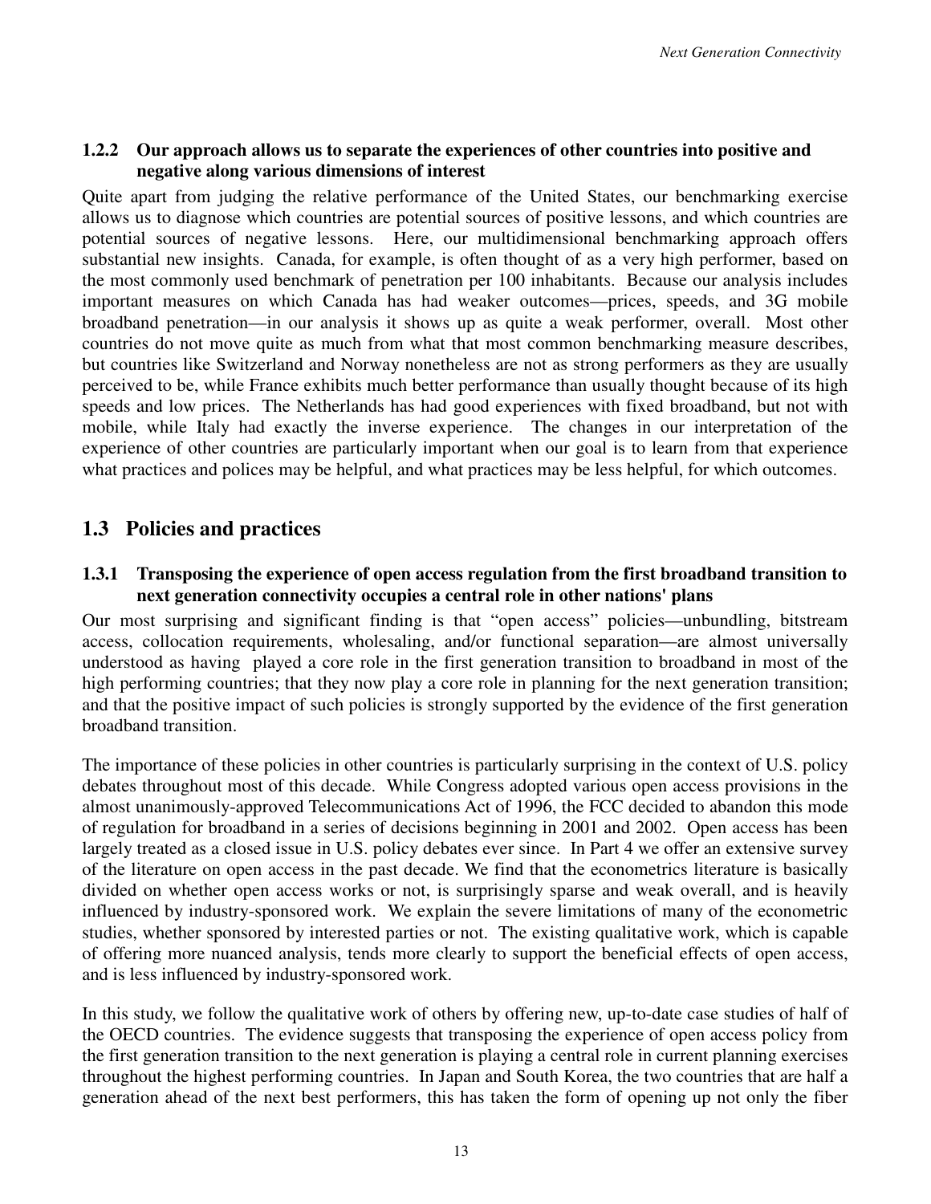### 1.2.2 Our approach allows us to separate the experiences of other countries into positive and negative along various dimensions of interest

Quite apart from judging the relative performance of the United States, our benchmarking exercise allows us to diagnose which countries are potential sources of positive lessons, and which countries are potential sources of negative lessons. Here, our multidimensional benchmarking approach offers substantial new insights. Canada, for example, is often thought of as a very high performer, based on the most commonly used benchmark of penetration per 100 inhabitants. Because our analysis includes important measures on which Canada has had weaker outcomes—prices, speeds, and 3G mobile broadband penetration—in our analysis it shows up as quite a weak performer, overall. Most other countries do not move quite as much from what that most common benchmarking measure describes, but countries like Switzerland and Norway nonetheless are not as strong performers as they are usually perceived to be, while France exhibits much better performance than usually thought because of its high speeds and low prices. The Netherlands has had good experiences with fixed broadband, but not with mobile, while Italy had exactly the inverse experience. The changes in our interpretation of the experience of other countries are particularly important when our goal is to learn from that experience what practices and polices may be helpful, and what practices may be less helpful, for which outcomes.

## 1.3 Policies and practices

### 1.3.1 Transposing the experience of open access regulation from the first broadband transition to next generation connectivity occupies a central role in other nations' plans

Our most surprising and significant finding is that "open access" policies—unbundling, bitstream access, collocation requirements, wholesaling, and/or functional separation—are almost universally understood as having played a core role in the first generation transition to broadband in most of the high performing countries; that they now play a core role in planning for the next generation transition; and that the positive impact of such policies is strongly supported by the evidence of the first generation broadband transition.

The importance of these policies in other countries is particularly surprising in the context of U.S. policy debates throughout most of this decade. While Congress adopted various open access provisions in the almost unanimously-approved Telecommunications Act of 1996, the FCC decided to abandon this mode of regulation for broadband in a series of decisions beginning in 2001 and 2002. Open access has been largely treated as a closed issue in U.S. policy debates ever since. In Part 4 we offer an extensive survey of the literature on open access in the past decade. We find that the econometrics literature is basically divided on whether open access works or not, is surprisingly sparse and weak overall, and is heavily influenced by industry-sponsored work. We explain the severe limitations of many of the econometric studies, whether sponsored by interested parties or not. The existing qualitative work, which is capable of offering more nuanced analysis, tends more clearly to support the beneficial effects of open access, and is less influenced by industry-sponsored work.

In this study, we follow the qualitative work of others by offering new, up-to-date case studies of half of the OECD countries. The evidence suggests that transposing the experience of open access policy from the first generation transition to the next generation is playing a central role in current planning exercises throughout the highest performing countries. In Japan and South Korea, the two countries that are half a generation ahead of the next best performers, this has taken the form of opening up not only the fiber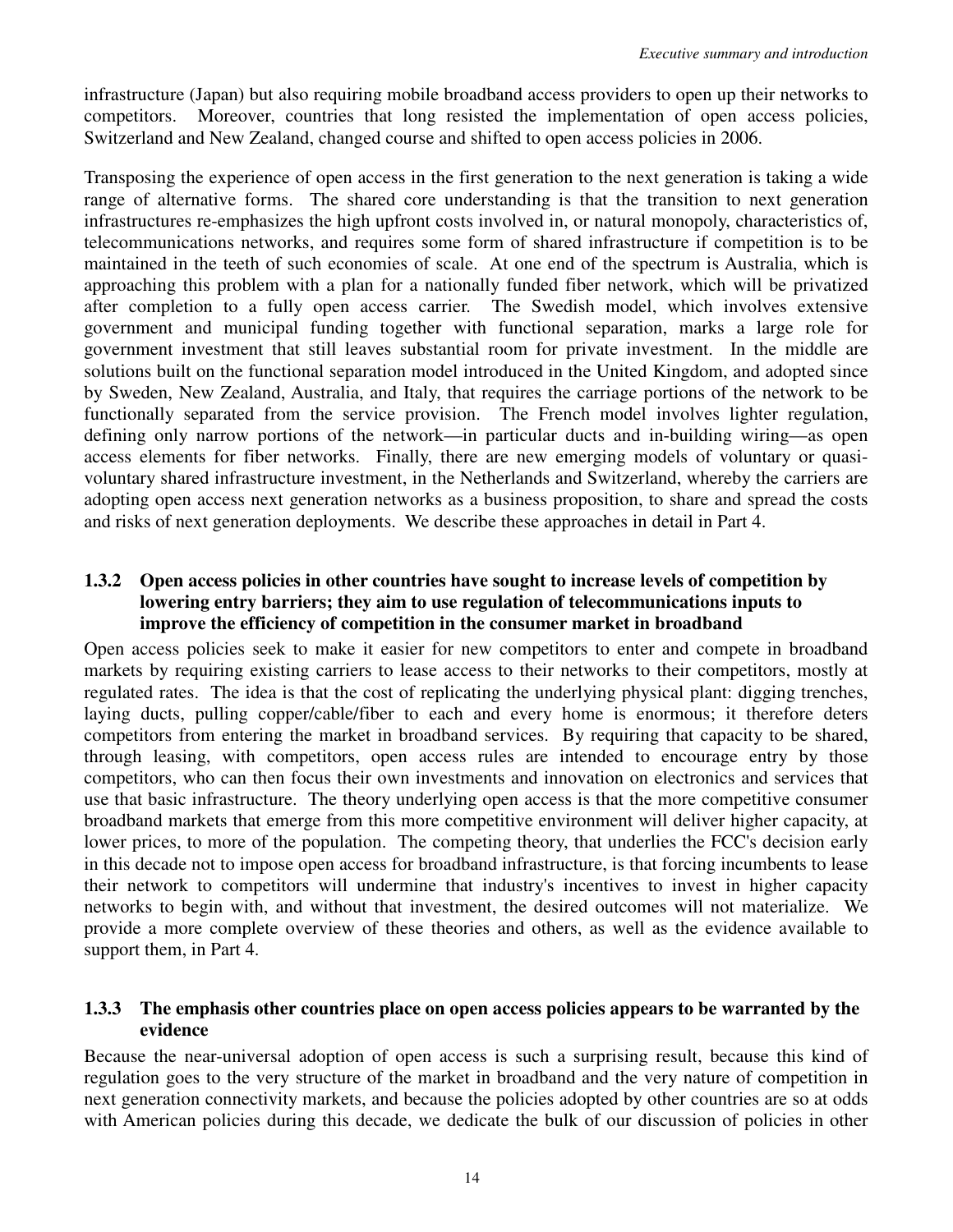infrastructure (Japan) but also requiring mobile broadband access providers to open up their networks to competitors. Moreover, countries that long resisted the implementation of open access policies, Switzerland and New Zealand, changed course and shifted to open access policies in 2006.

Transposing the experience of open access in the first generation to the next generation is taking a wide range of alternative forms. The shared core understanding is that the transition to next generation infrastructures re-emphasizes the high upfront costs involved in, or natural monopoly, characteristics of, telecommunications networks, and requires some form of shared infrastructure if competition is to be maintained in the teeth of such economies of scale. At one end of the spectrum is Australia, which is approaching this problem with a plan for a nationally funded fiber network, which will be privatized after completion to a fully open access carrier. The Swedish model, which involves extensive government and municipal funding together with functional separation, marks a large role for government investment that still leaves substantial room for private investment. In the middle are solutions built on the functional separation model introduced in the United Kingdom, and adopted since by Sweden, New Zealand, Australia, and Italy, that requires the carriage portions of the network to be functionally separated from the service provision. The French model involves lighter regulation, defining only narrow portions of the network—in particular ducts and in-building wiring—as open access elements for fiber networks. Finally, there are new emerging models of voluntary or quasi-voluntary shared infrastructure investment, in the Netherlands and Switzerland, whereby the carriers are adopting open access next generation networks as a business proposition, to share and spread the costs and risks of next generation deployments. We describe these approaches in detail in Part 4.

### 1.3.2 Open access policies in other countries have sought to increase levels of competition by lowering entry barriers; they aim to use regulation of telecommunications inputs to improve the efficiency of competition in the consumer market in broadband

Open access policies seek to make it easier for new competitors to enter and compete in broadband markets by requiring existing carriers to lease access to their networks to their competitors, mostly at regulated rates. The idea is that the cost of replicating the underlying physical plant: digging trenches, laying ducts, pulling copper/cable/fiber to each and every home is enormous; it therefore deters competitors from entering the market in broadband services. By requiring that capacity to be shared, through leasing, with competitors, open access rules are intended to encourage entry by those competitors, who can then focus their own investments and innovation on electronics and services that use that basic infrastructure. The theory underlying open access is that the more competitive consumer broadband markets that emerge from this more competitive environment will deliver higher capacity, at lower prices, to more of the population. The competing theory, that underlies the FCC's decision early in this decade not to impose open access for broadband infrastructure, is that forcing incumbents to lease their network to competitors will undermine that industry's incentives to invest in higher capacity networks to begin with, and without that investment, the desired outcomes will not materialize. We provide a more complete overview of these theories and others, as well as the evidence available to support them, in Part 4.

### 1.3.3 The emphasis other countries place on open access policies appears to be warranted by the evidence

Because the near-universal adoption of open access is such a surprising result, because this kind of regulation goes to the very structure of the market in broadband and the very nature of competition in next generation connectivity markets, and because the policies adopted by other countries are so at odds with American policies during this decade, we dedicate the bulk of our discussion of policies in other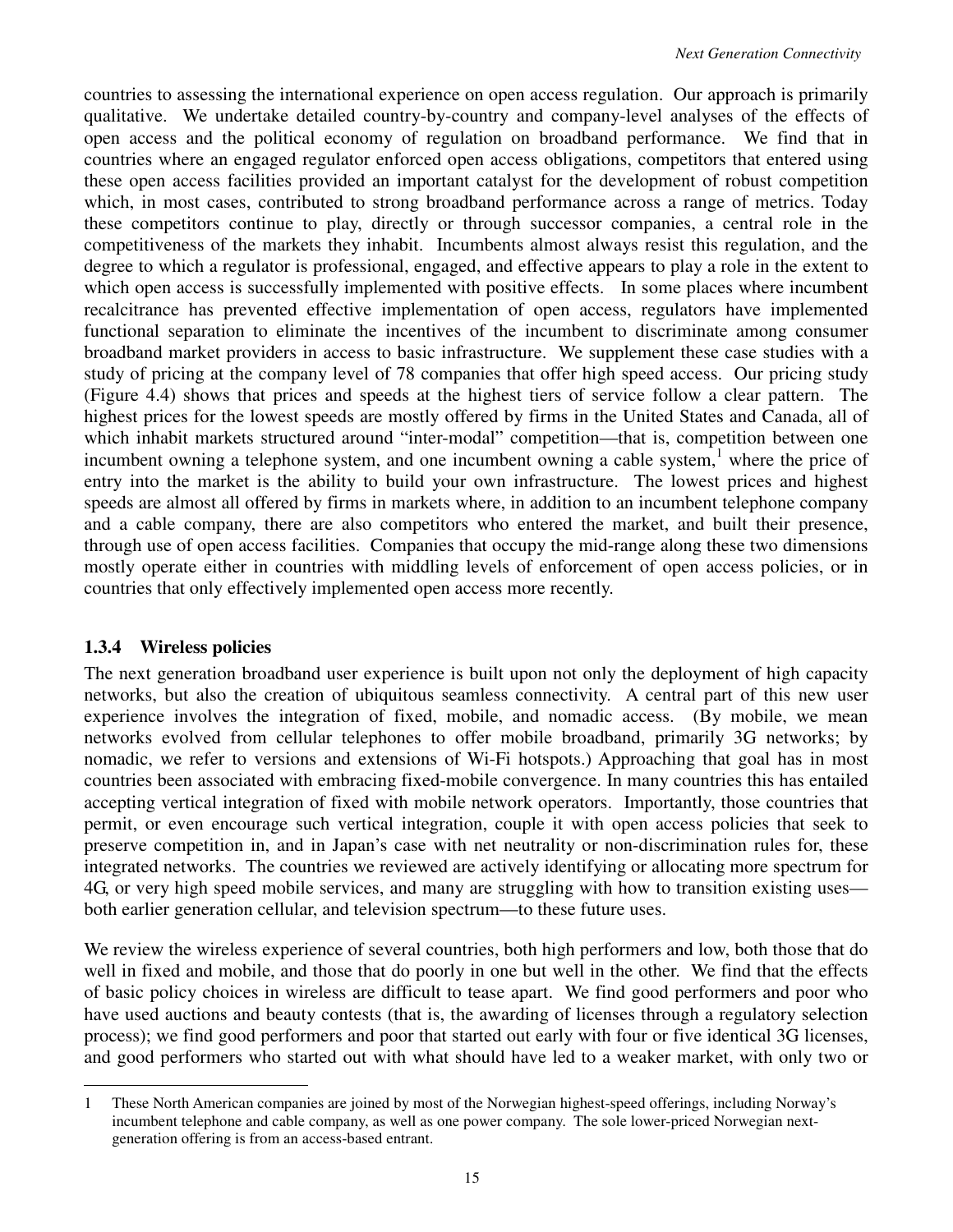countries to assessing the international experience on open access regulation. Our approach is primarily qualitative. We undertake detailed country-by-country and company-level analyses of the effects of open access and the political economy of regulation on broadband performance. We find that in countries where an engaged regulator enforced open access obligations, competitors that entered using these open access facilities provided an important catalyst for the development of robust competition which, in most cases, contributed to strong broadband performance across a range of metrics. Today these competitors continue to play, directly or through successor companies, a central role in the competitiveness of the markets they inhabit. Incumbents almost always resist this regulation, and the degree to which a regulator is professional, engaged, and effective appears to play a role in the extent to which open access is successfully implemented with positive effects. In some places where incumbent recalcitrance has prevented effective implementation of open access, regulators have implemented functional separation to eliminate the incentives of the incumbent to discriminate among consumer broadband market providers in access to basic infrastructure. We supplement these case studies with a study of pricing at the company level of 78 companies that offer high speed access. Our pricing study (Figure 4.4) shows that prices and speeds at the highest tiers of service follow a clear pattern. The highest prices for the lowest speeds are mostly offered by firms in the United States and Canada, all of which inhabit markets structured around "inter-modal" competition—that is, competition between one incumbent owning a telephone system, and one incumbent owning a cable system,[1] where the price of entry into the market is the ability to build your own infrastructure. The lowest prices and highest speeds are almost all offered by firms in markets where, in addition to an incumbent telephone company and a cable company, there are also competitors who entered the market, and built their presence, through use of open access facilities. Companies that occupy the mid-range along these two dimensions mostly operate either in countries with middling levels of enforcement of open access policies, or in countries that only effectively implemented open access more recently.

### 1.3.4 Wireless policies

The next generation broadband user experience is built upon not only the deployment of high capacity networks, but also the creation of ubiquitous seamless connectivity. A central part of this new user experience involves the integration of fixed, mobile, and nomadic access. (By mobile, we mean networks evolved from cellular telephones to offer mobile broadband, primarily 3G networks; by nomadic, we refer to versions and extensions of Wi-Fi hotspots.) Approaching that goal has in most countries been associated with embracing fixed-mobile convergence. In many countries this has entailed accepting vertical integration of fixed with mobile network operators. Importantly, those countries that permit, or even encourage such vertical integration, couple it with open access policies that seek to preserve competition in, and in Japan's case with net neutrality or non-discrimination rules for, these integrated networks. The countries we reviewed are actively identifying or allocating more spectrum for 4G, or very high speed mobile services, and many are struggling with how to transition existing uses—both earlier generation cellular, and television spectrum—to these future uses.

We review the wireless experience of several countries, both high performers and low, both those that do well in fixed and mobile, and those that do poorly in one but well in the other. We find that the effects of basic policy choices in wireless are difficult to tease apart. We find good performers and poor who have used auctions and beauty contests (that is, the awarding of licenses through a regulatory selection process); we find good performers and poor that started out early with four or five identical 3G licenses, and good performers who started out with what should have led to a weaker market, with only two or

---

[1] These North American companies are joined by most of the Norwegian highest-speed offerings, including Norway's incumbent telephone and cable company, as well as one power company. The sole lower-priced Norwegian next-generation offering is from an access-based entrant.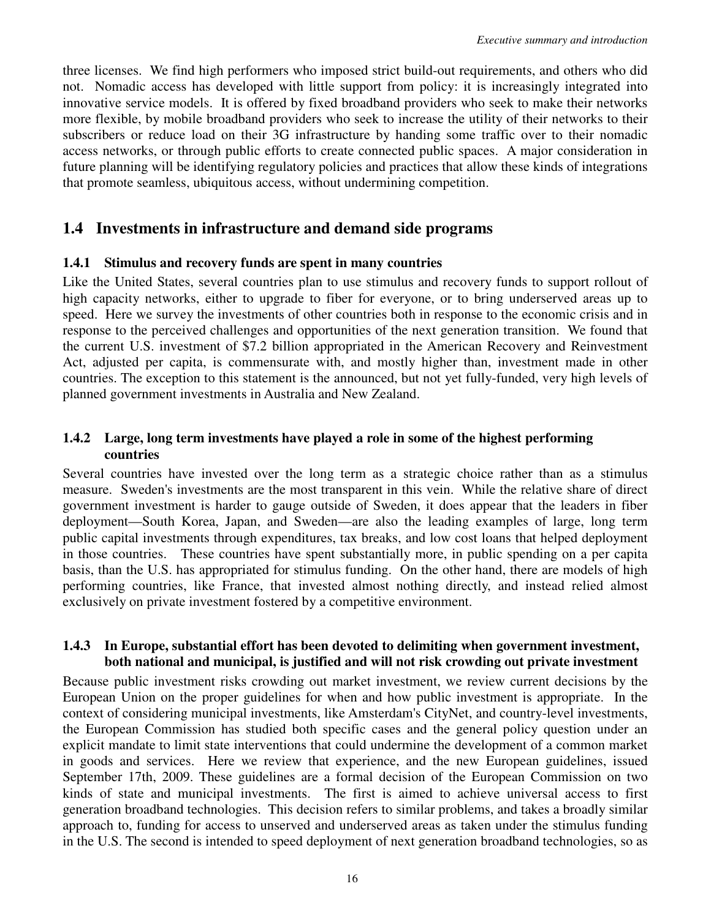three licenses. We find high performers who imposed strict build-out requirements, and others who did not. Nomadic access has developed with little support from policy: it is increasingly integrated into innovative service models. It is offered by fixed broadband providers who seek to make their networks more flexible, by mobile broadband providers who seek to increase the utility of their networks to their subscribers or reduce load on their 3G infrastructure by handing some traffic over to their nomadic access networks, or through public efforts to create connected public spaces. A major consideration in future planning will be identifying regulatory policies and practices that allow these kinds of integrations that promote seamless, ubiquitous access, without undermining competition.

## 1.4 Investments in infrastructure and demand side programs

### 1.4.1 Stimulus and recovery funds are spent in many countries

Like the United States, several countries plan to use stimulus and recovery funds to support rollout of high capacity networks, either to upgrade to fiber for everyone, or to bring underserved areas up to speed. Here we survey the investments of other countries both in response to the economic crisis and in response to the perceived challenges and opportunities of the next generation transition. We found that the current U.S. investment of $7.2 billion appropriated in the American Recovery and Reinvestment Act, adjusted per capita, is commensurate with, and mostly higher than, investment made in other countries. The exception to this statement is the announced, but not yet fully-funded, very high levels of planned government investments in Australia and New Zealand.

### 1.4.2 Large, long term investments have played a role in some of the highest performing countries

Several countries have invested over the long term as a strategic choice rather than as a stimulus measure. Sweden's investments are the most transparent in this vein. While the relative share of direct government investment is harder to gauge outside of Sweden, it does appear that the leaders in fiber deployment—South Korea, Japan, and Sweden—are also the leading examples of large, long term public capital investments through expenditures, tax breaks, and low cost loans that helped deployment in those countries. These countries have spent substantially more, in public spending on a per capita basis, than the U.S. has appropriated for stimulus funding. On the other hand, there are models of high performing countries, like France, that invested almost nothing directly, and instead relied almost exclusively on private investment fostered by a competitive environment.

### 1.4.3 In Europe, substantial effort has been devoted to delimiting when government investment, both national and municipal, is justified and will not risk crowding out private investment

Because public investment risks crowding out market investment, we review current decisions by the European Union on the proper guidelines for when and how public investment is appropriate. In the context of considering municipal investments, like Amsterdam's CityNet, and country-level investments, the European Commission has studied both specific cases and the general policy question under an explicit mandate to limit state interventions that could undermine the development of a common market in goods and services. Here we review that experience, and the new European guidelines, issued September 17th, 2009. These guidelines are a formal decision of the European Commission on two kinds of state and municipal investments. The first is aimed to achieve universal access to first generation broadband technologies. This decision refers to similar problems, and takes a broadly similar approach to, funding for access to unserved and underserved areas as taken under the stimulus funding in the U.S. The second is intended to speed deployment of next generation broadband technologies, so as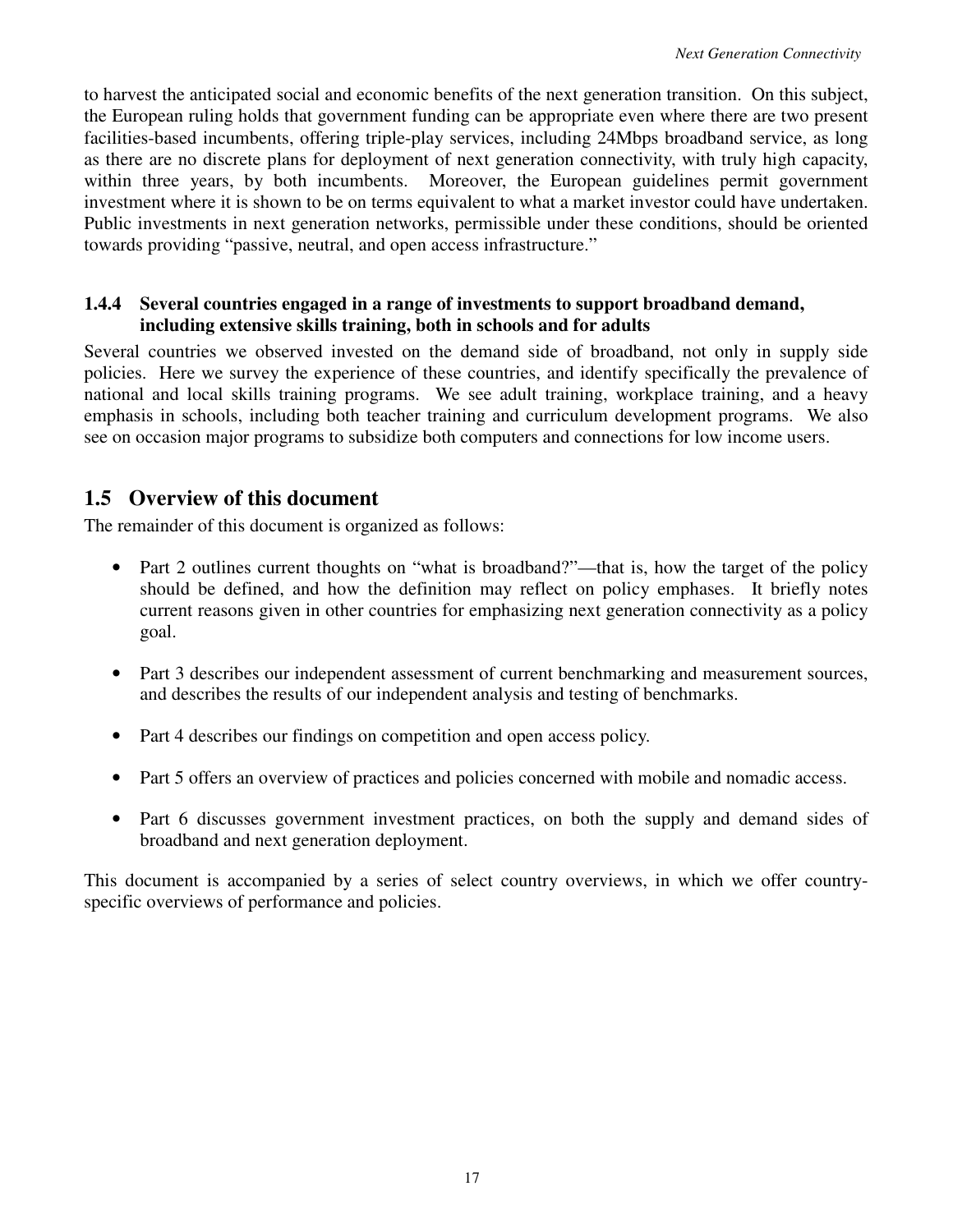to harvest the anticipated social and economic benefits of the next generation transition. On this subject, the European ruling holds that government funding can be appropriate even where there are two present facilities-based incumbents, offering triple-play services, including 24Mbps broadband service, as long as there are no discrete plans for deployment of next generation connectivity, with truly high capacity, within three years, by both incumbents. Moreover, the European guidelines permit government investment where it is shown to be on terms equivalent to what a market investor could have undertaken. Public investments in next generation networks, permissible under these conditions, should be oriented towards providing "passive, neutral, and open access infrastructure."

### 1.4.4 Several countries engaged in a range of investments to support broadband demand, including extensive skills training, both in schools and for adults

Several countries we observed invested on the demand side of broadband, not only in supply side policies. Here we survey the experience of these countries, and identify specifically the prevalence of national and local skills training programs. We see adult training, workplace training, and a heavy emphasis in schools, including both teacher training and curriculum development programs. We also see on occasion major programs to subsidize both computers and connections for low income users.

## 1.5 Overview of this document

The remainder of this document is organized as follows:

- Part 2 outlines current thoughts on "what is broadband?"—that is, how the target of the policy should be defined, and how the definition may reflect on policy emphases. It briefly notes current reasons given in other countries for emphasizing next generation connectivity as a policy goal.
- Part 3 describes our independent assessment of current benchmarking and measurement sources, and describes the results of our independent analysis and testing of benchmarks.
- Part 4 describes our findings on competition and open access policy.
- Part 5 offers an overview of practices and policies concerned with mobile and nomadic access.
- Part 6 discusses government investment practices, on both the supply and demand sides of broadband and next generation deployment.

This document is accompanied by a series of select country overviews, in which we offer country-specific overviews of performance and policies.